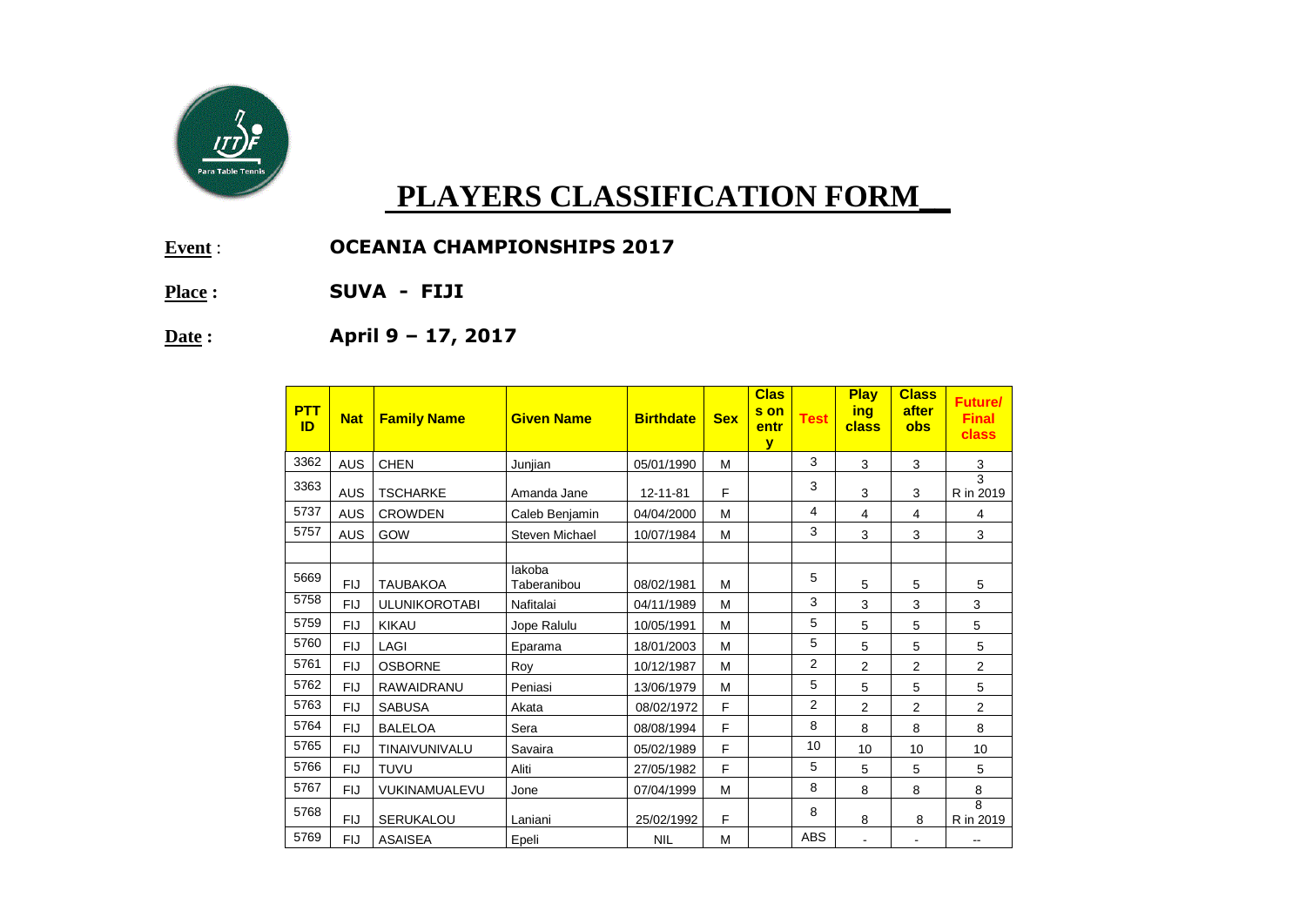# PLAYERS CLASSIFICATION FORM__

**Event** : **OCEANIA CHAMPIONSHIPS 2017**

**Place :** **SUVA - FIJI**

**Date :** **April 9 – 17, 2017**

| PTT ID | Nat | Family Name | Given Name | Birthdate | Sex | Class on entry | Test | Playing class | Class after obs | Future/ Final class |
|---|---|---|---|---|---|---|---|---|---|---|
| 3362 | AUS | CHEN | Junjian | 05/01/1990 | M | | 3 | 3 | 3 | 3 |
| 3363 | AUS | TSCHARKE | Amanda Jane | 12-11-81 | F | | 3 | 3 | 3 | 3 R in 2019 |
| 5737 | AUS | CROWDEN | Caleb Benjamin | 04/04/2000 | M | | 4 | 4 | 4 | 4 |
| 5757 | AUS | GOW | Steven Michael | 10/07/1984 | M | | 3 | 3 | 3 | 3 |
| | | | | | | | | | | |
| 5669 | FIJ | TAUBAKOA | Iakoba Taberanibou | 08/02/1981 | M | | 5 | 5 | 5 | 5 |
| 5758 | FIJ | ULUNIKOROTABI | Nafitalai | 04/11/1989 | M | | 3 | 3 | 3 | 3 |
| 5759 | FIJ | KIKAU | Jope Ralulu | 10/05/1991 | M | | 5 | 5 | 5 | 5 |
| 5760 | FIJ | LAGI | Eparama | 18/01/2003 | M | | 5 | 5 | 5 | 5 |
| 5761 | FIJ | OSBORNE | Roy | 10/12/1987 | M | | 2 | 2 | 2 | 2 |
| 5762 | FIJ | RAWAIDRANU | Peniasi | 13/06/1979 | M | | 5 | 5 | 5 | 5 |
| 5763 | FIJ | SABUSA | Akata | 08/02/1972 | F | | 2 | 2 | 2 | 2 |
| 5764 | FIJ | BALELOA | Sera | 08/08/1994 | F | | 8 | 8 | 8 | 8 |
| 5765 | FIJ | TINAIVUNIVALU | Savaira | 05/02/1989 | F | | 10 | 10 | 10 | 10 |
| 5766 | FIJ | TUVU | Aliti | 27/05/1982 | F | | 5 | 5 | 5 | 5 |
| 5767 | FIJ | VUKINAMUALEVU | Jone | 07/04/1999 | M | | 8 | 8 | 8 | 8 |
| 5768 | FIJ | SERUKALOU | Laniani | 25/02/1992 | F | | 8 | 8 | 8 | 8 R in 2019 |
| 5769 | FIJ | ASAISEA | Epeli | NIL | M | | ABS | - | - | -- |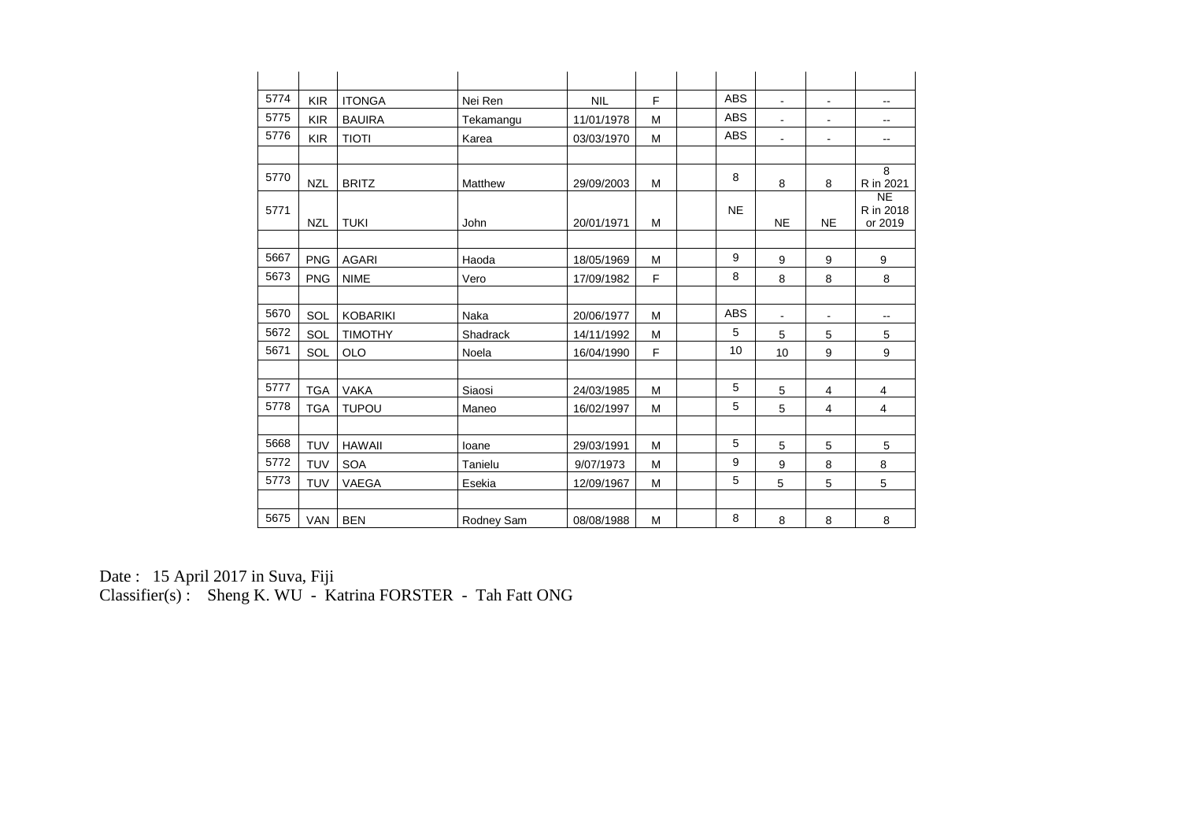| | | | | | | | | | | |
|---|---|---|---|---|---|---|---|---|---|---|
| 5774 | KIR | ITONGA | Nei Ren | NIL | F | | ABS | - | - | -- |
| 5775 | KIR | BAUIRA | Tekamangu | 11/01/1978 | M | | ABS | - | - | -- |
| 5776 | KIR | TIOTI | Karea | 03/03/1970 | M | | ABS | - | - | -- |
| | | | | | | | | | | |
| 5770 | NZL | BRITZ | Matthew | 29/09/2003 | M | | 8 | 8 | 8 | 8 R in 2021 |
| 5771 | NZL | TUKI | John | 20/01/1971 | M | | NE | NE | NE | NE R in 2018 or 2019 |
| | | | | | | | | | | |
| 5667 | PNG | AGARI | Haoda | 18/05/1969 | M | | 9 | 9 | 9 | 9 |
| 5673 | PNG | NIME | Vero | 17/09/1982 | F | | 8 | 8 | 8 | 8 |
| | | | | | | | | | | |
| 5670 | SOL | KOBARIKI | Naka | 20/06/1977 | M | | ABS | - | - | -- |
| 5672 | SOL | TIMOTHY | Shadrack | 14/11/1992 | M | | 5 | 5 | 5 | 5 |
| 5671 | SOL | OLO | Noela | 16/04/1990 | F | | 10 | 10 | 9 | 9 |
| | | | | | | | | | | |
| 5777 | TGA | VAKA | Siaosi | 24/03/1985 | M | | 5 | 5 | 4 | 4 |
| 5778 | TGA | TUPOU | Maneo | 16/02/1997 | M | | 5 | 5 | 4 | 4 |
| | | | | | | | | | | |
| 5668 | TUV | HAWAII | Ioane | 29/03/1991 | M | | 5 | 5 | 5 | 5 |
| 5772 | TUV | SOA | Tanielu | 9/07/1973 | M | | 9 | 9 | 8 | 8 |
| 5773 | TUV | VAEGA | Esekia | 12/09/1967 | M | | 5 | 5 | 5 | 5 |
| | | | | | | | | | | |
| 5675 | VAN | BEN | Rodney Sam | 08/08/1988 | M | | 8 | 8 | 8 | 8 |

Date : 15 April 2017 in Suva, Fiji
Classifier(s) : Sheng K. WU - Katrina FORSTER - Tah Fatt ONG